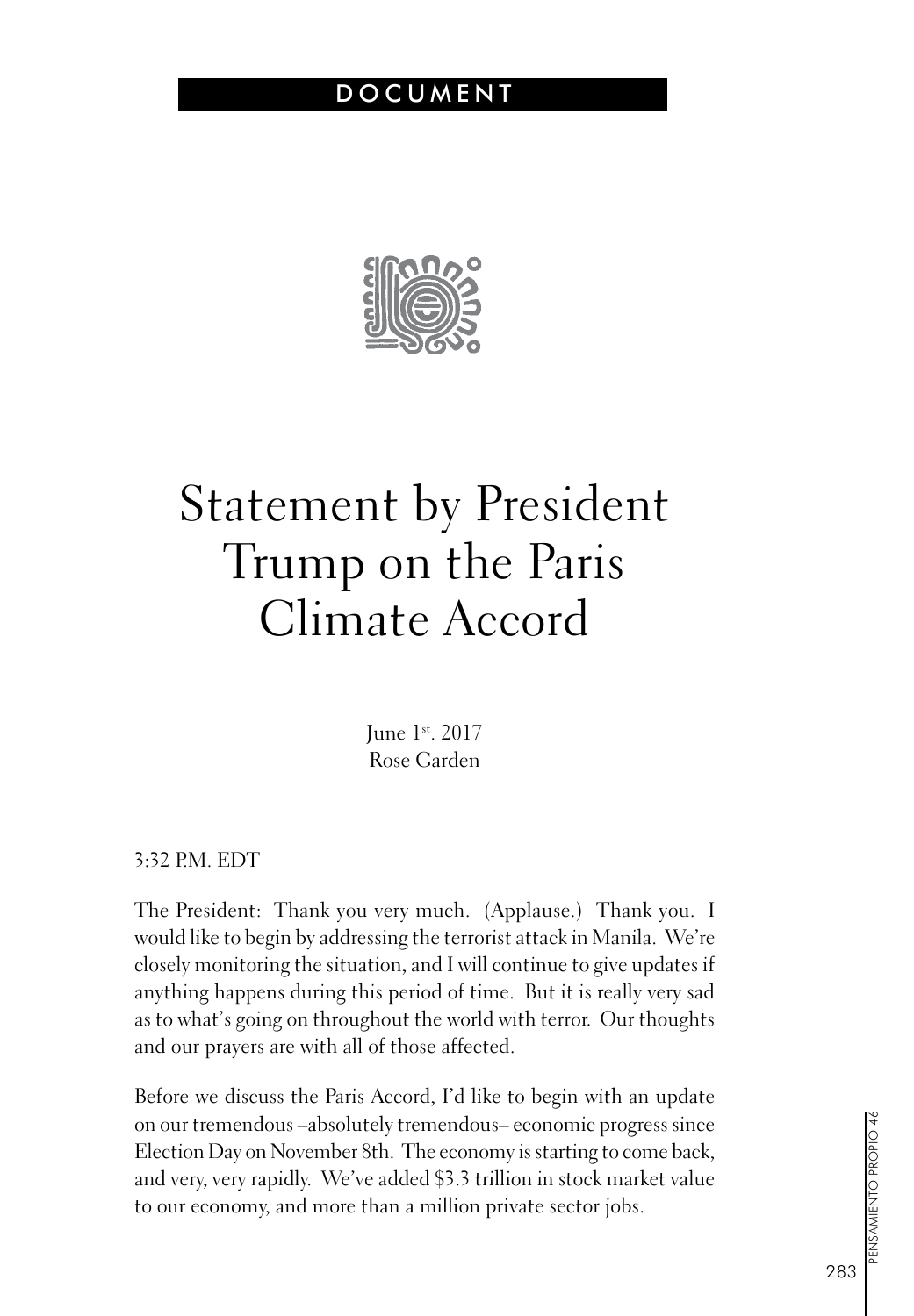DOCUMENT

# Statement by President Trump on the Paris Climate Accord

June 1st. 2017
Rose Garden

3:32 P.M. EDT

The President: Thank you very much. (Applause.) Thank you. I would like to begin by addressing the terrorist attack in Manila. We're closely monitoring the situation, and I will continue to give updates if anything happens during this period of time. But it is really very sad as to what's going on throughout the world with terror. Our thoughts and our prayers are with all of those affected.

Before we discuss the Paris Accord, I'd like to begin with an update on our tremendous –absolutely tremendous– economic progress since Election Day on November 8th. The economy is starting to come back, and very, very rapidly. We've added $3.3 trillion in stock market value to our economy, and more than a million private sector jobs.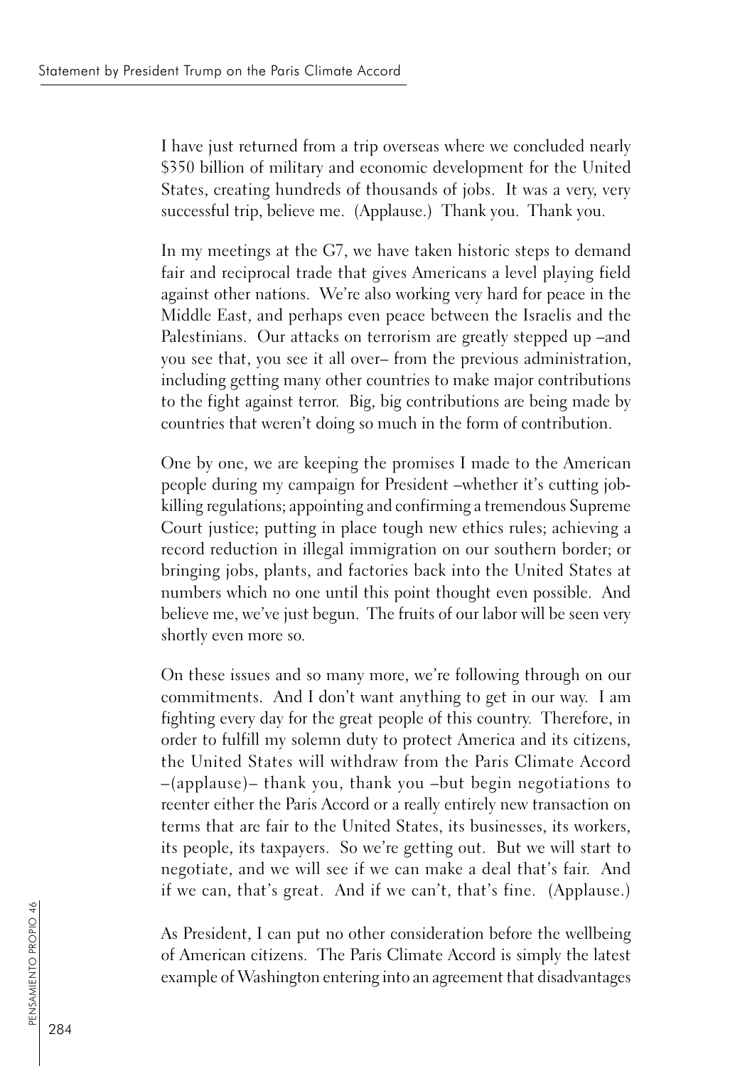I have just returned from a trip overseas where we concluded nearly $350 billion of military and economic development for the United States, creating hundreds of thousands of jobs. It was a very, very successful trip, believe me. (Applause.) Thank you. Thank you.

In my meetings at the G7, we have taken historic steps to demand fair and reciprocal trade that gives Americans a level playing field against other nations. We're also working very hard for peace in the Middle East, and perhaps even peace between the Israelis and the Palestinians. Our attacks on terrorism are greatly stepped up –and you see that, you see it all over– from the previous administration, including getting many other countries to make major contributions to the fight against terror. Big, big contributions are being made by countries that weren't doing so much in the form of contribution.

One by one, we are keeping the promises I made to the American people during my campaign for President –whether it's cutting job-killing regulations; appointing and confirming a tremendous Supreme Court justice; putting in place tough new ethics rules; achieving a record reduction in illegal immigration on our southern border; or bringing jobs, plants, and factories back into the United States at numbers which no one until this point thought even possible. And believe me, we've just begun. The fruits of our labor will be seen very shortly even more so.

On these issues and so many more, we're following through on our commitments. And I don't want anything to get in our way. I am fighting every day for the great people of this country. Therefore, in order to fulfill my solemn duty to protect America and its citizens, the United States will withdraw from the Paris Climate Accord –(applause)– thank you, thank you –but begin negotiations to reenter either the Paris Accord or a really entirely new transaction on terms that are fair to the United States, its businesses, its workers, its people, its taxpayers. So we're getting out. But we will start to negotiate, and we will see if we can make a deal that's fair. And if we can, that's great. And if we can't, that's fine. (Applause.)

As President, I can put no other consideration before the wellbeing of American citizens. The Paris Climate Accord is simply the latest example of Washington entering into an agreement that disadvantages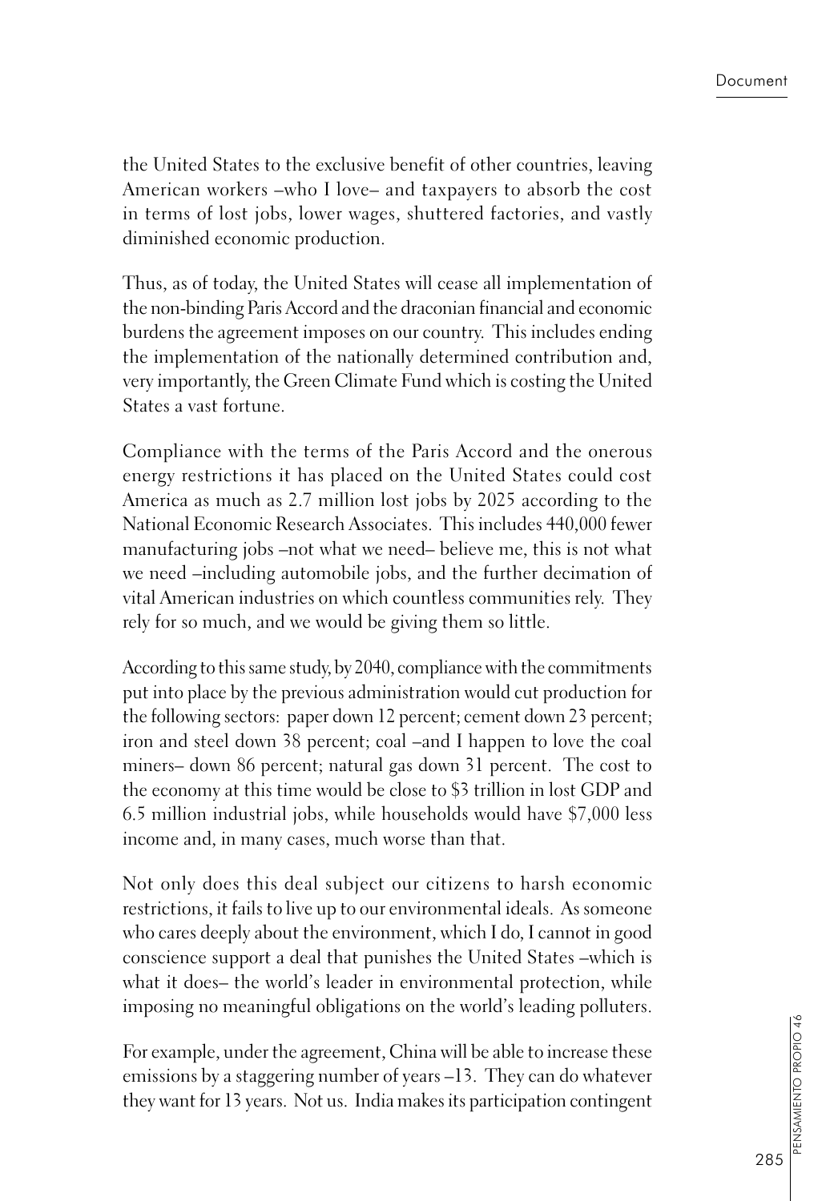the United States to the exclusive benefit of other countries, leaving American workers –who I love– and taxpayers to absorb the cost in terms of lost jobs, lower wages, shuttered factories, and vastly diminished economic production.

Thus, as of today, the United States will cease all implementation of the non-binding Paris Accord and the draconian financial and economic burdens the agreement imposes on our country. This includes ending the implementation of the nationally determined contribution and, very importantly, the Green Climate Fund which is costing the United States a vast fortune.

Compliance with the terms of the Paris Accord and the onerous energy restrictions it has placed on the United States could cost America as much as 2.7 million lost jobs by 2025 according to the National Economic Research Associates. This includes 440,000 fewer manufacturing jobs –not what we need– believe me, this is not what we need –including automobile jobs, and the further decimation of vital American industries on which countless communities rely. They rely for so much, and we would be giving them so little.

According to this same study, by 2040, compliance with the commitments put into place by the previous administration would cut production for the following sectors: paper down 12 percent; cement down 23 percent; iron and steel down 38 percent; coal –and I happen to love the coal miners– down 86 percent; natural gas down 31 percent. The cost to the economy at this time would be close to $3 trillion in lost GDP and 6.5 million industrial jobs, while households would have $7,000 less income and, in many cases, much worse than that.

Not only does this deal subject our citizens to harsh economic restrictions, it fails to live up to our environmental ideals. As someone who cares deeply about the environment, which I do, I cannot in good conscience support a deal that punishes the United States –which is what it does– the world's leader in environmental protection, while imposing no meaningful obligations on the world's leading polluters.

For example, under the agreement, China will be able to increase these emissions by a staggering number of years –13. They can do whatever they want for 13 years. Not us. India makes its participation contingent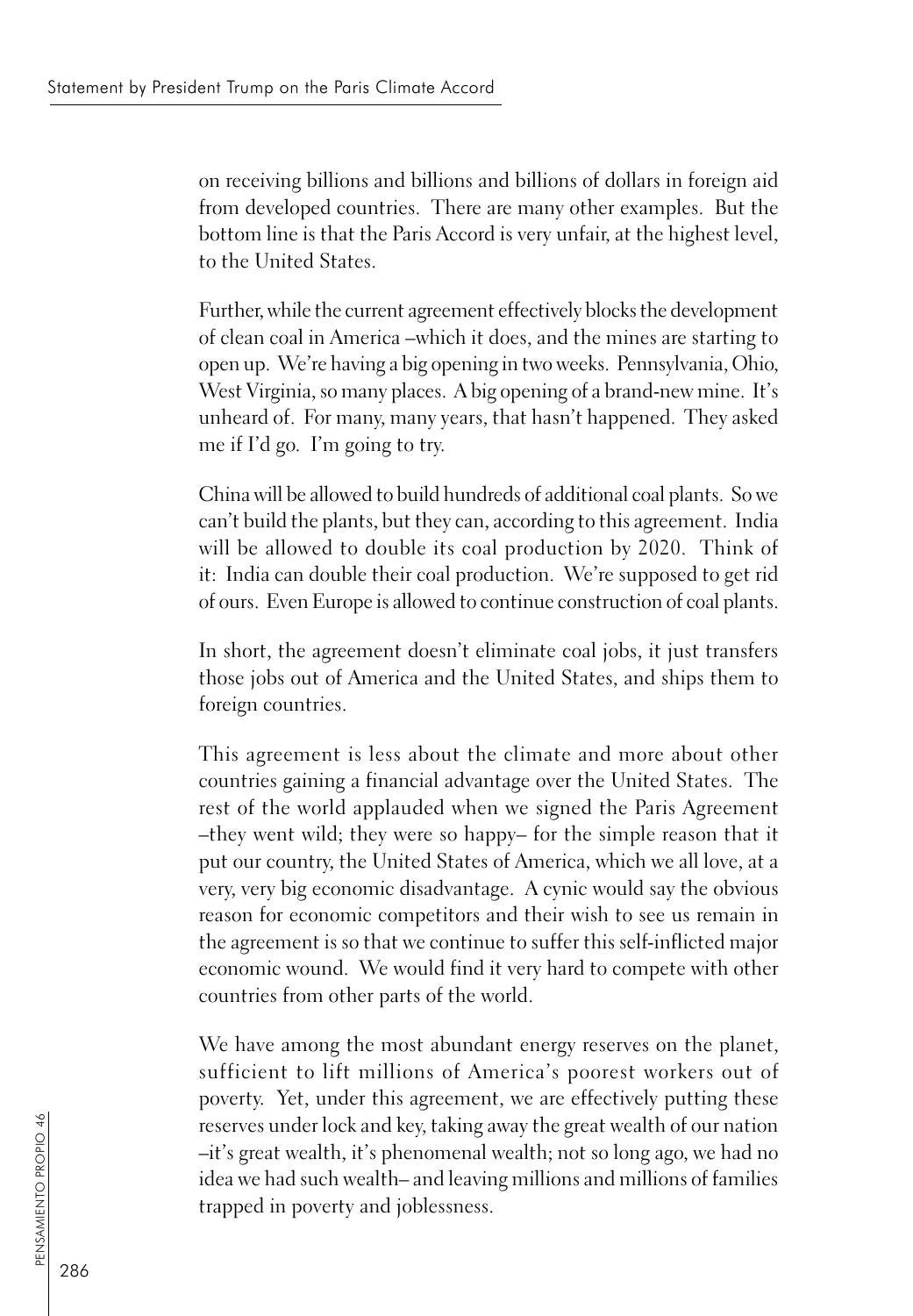on receiving billions and billions and billions of dollars in foreign aid from developed countries. There are many other examples. But the bottom line is that the Paris Accord is very unfair, at the highest level, to the United States.

Further, while the current agreement effectively blocks the development of clean coal in America –which it does, and the mines are starting to open up. We're having a big opening in two weeks. Pennsylvania, Ohio, West Virginia, so many places. A big opening of a brand-new mine. It's unheard of. For many, many years, that hasn't happened. They asked me if I'd go. I'm going to try.

China will be allowed to build hundreds of additional coal plants. So we can't build the plants, but they can, according to this agreement. India will be allowed to double its coal production by 2020. Think of it: India can double their coal production. We're supposed to get rid of ours. Even Europe is allowed to continue construction of coal plants.

In short, the agreement doesn't eliminate coal jobs, it just transfers those jobs out of America and the United States, and ships them to foreign countries.

This agreement is less about the climate and more about other countries gaining a financial advantage over the United States. The rest of the world applauded when we signed the Paris Agreement –they went wild; they were so happy– for the simple reason that it put our country, the United States of America, which we all love, at a very, very big economic disadvantage. A cynic would say the obvious reason for economic competitors and their wish to see us remain in the agreement is so that we continue to suffer this self-inflicted major economic wound. We would find it very hard to compete with other countries from other parts of the world.

We have among the most abundant energy reserves on the planet, sufficient to lift millions of America's poorest workers out of poverty. Yet, under this agreement, we are effectively putting these reserves under lock and key, taking away the great wealth of our nation –it's great wealth, it's phenomenal wealth; not so long ago, we had no idea we had such wealth– and leaving millions and millions of families trapped in poverty and joblessness.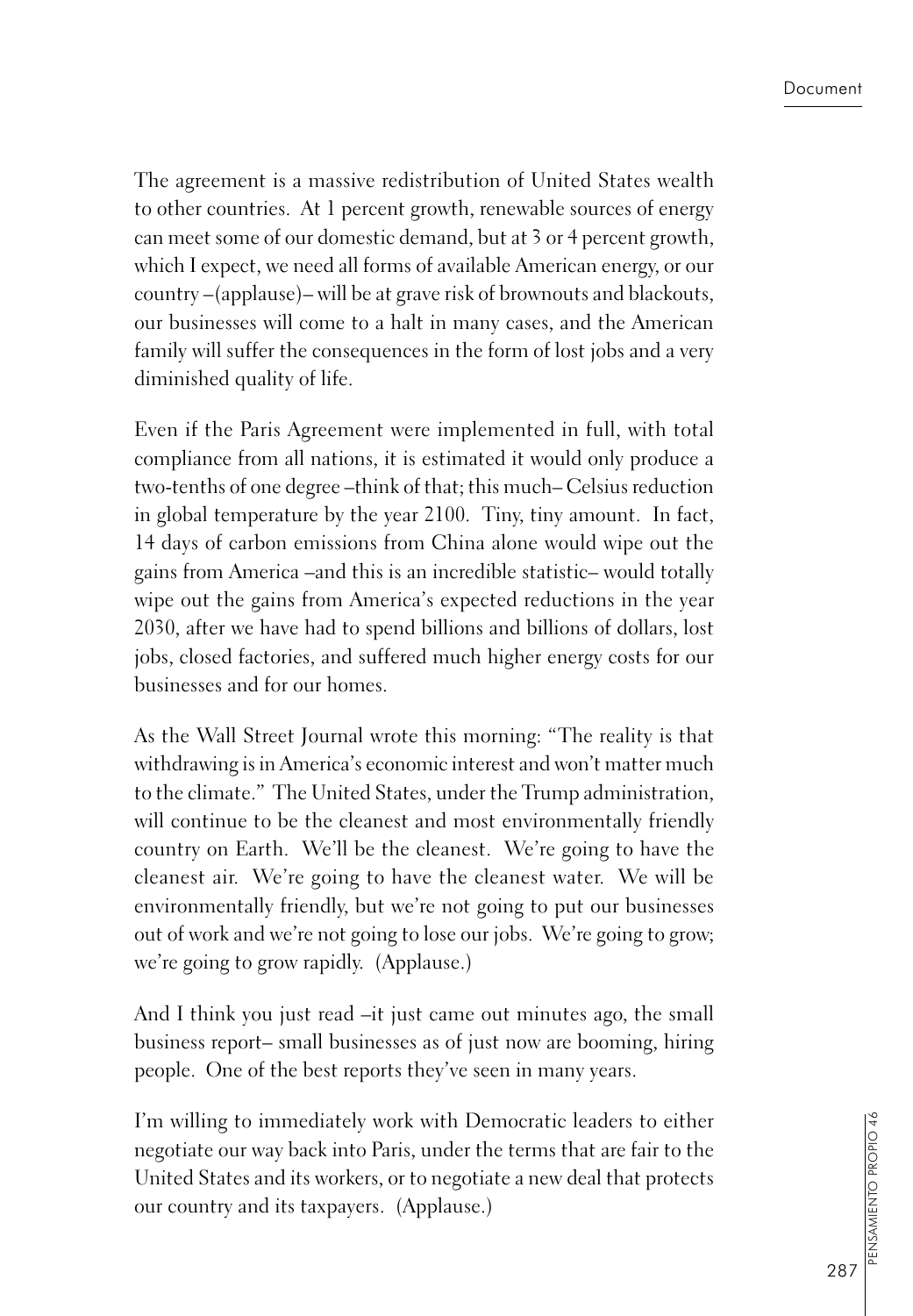The agreement is a massive redistribution of United States wealth to other countries. At 1 percent growth, renewable sources of energy can meet some of our domestic demand, but at 3 or 4 percent growth, which I expect, we need all forms of available American energy, or our country –(applause)– will be at grave risk of brownouts and blackouts, our businesses will come to a halt in many cases, and the American family will suffer the consequences in the form of lost jobs and a very diminished quality of life.

Even if the Paris Agreement were implemented in full, with total compliance from all nations, it is estimated it would only produce a two-tenths of one degree –think of that; this much– Celsius reduction in global temperature by the year 2100. Tiny, tiny amount. In fact, 14 days of carbon emissions from China alone would wipe out the gains from America –and this is an incredible statistic– would totally wipe out the gains from America's expected reductions in the year 2030, after we have had to spend billions and billions of dollars, lost jobs, closed factories, and suffered much higher energy costs for our businesses and for our homes.

As the Wall Street Journal wrote this morning: "The reality is that withdrawing is in America's economic interest and won't matter much to the climate." The United States, under the Trump administration, will continue to be the cleanest and most environmentally friendly country on Earth. We'll be the cleanest. We're going to have the cleanest air. We're going to have the cleanest water. We will be environmentally friendly, but we're not going to put our businesses out of work and we're not going to lose our jobs. We're going to grow; we're going to grow rapidly. (Applause.)

And I think you just read –it just came out minutes ago, the small business report– small businesses as of just now are booming, hiring people. One of the best reports they've seen in many years.

I'm willing to immediately work with Democratic leaders to either negotiate our way back into Paris, under the terms that are fair to the United States and its workers, or to negotiate a new deal that protects our country and its taxpayers. (Applause.)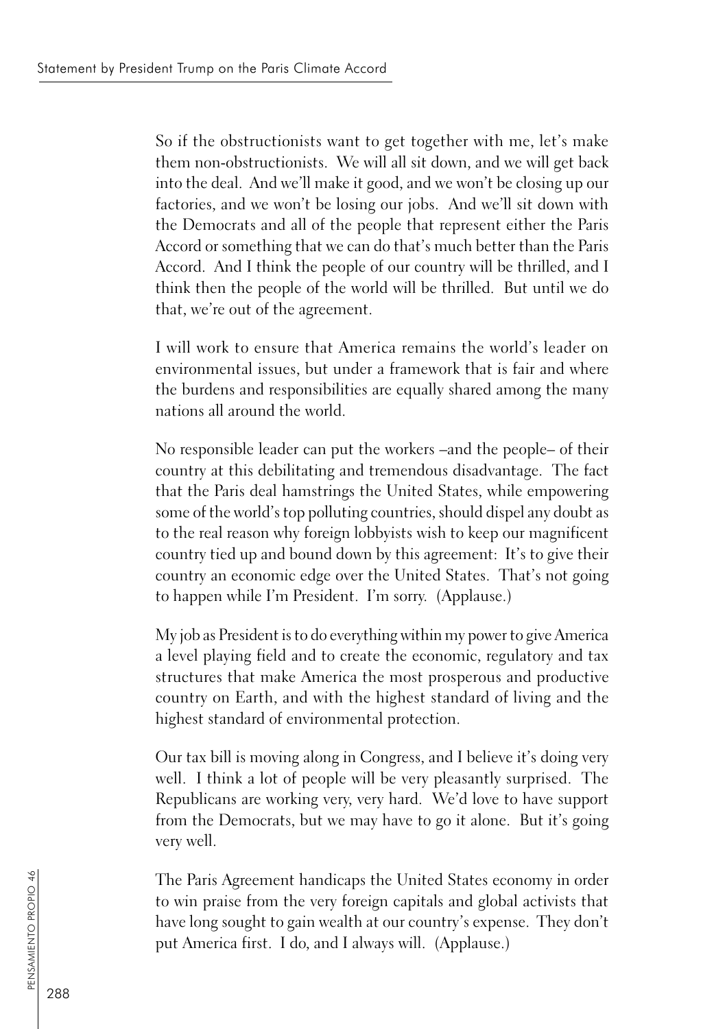So if the obstructionists want to get together with me, let's make them non-obstructionists. We will all sit down, and we will get back into the deal. And we'll make it good, and we won't be closing up our factories, and we won't be losing our jobs. And we'll sit down with the Democrats and all of the people that represent either the Paris Accord or something that we can do that's much better than the Paris Accord. And I think the people of our country will be thrilled, and I think then the people of the world will be thrilled. But until we do that, we're out of the agreement.

I will work to ensure that America remains the world's leader on environmental issues, but under a framework that is fair and where the burdens and responsibilities are equally shared among the many nations all around the world.

No responsible leader can put the workers –and the people– of their country at this debilitating and tremendous disadvantage. The fact that the Paris deal hamstrings the United States, while empowering some of the world's top polluting countries, should dispel any doubt as to the real reason why foreign lobbyists wish to keep our magnificent country tied up and bound down by this agreement: It's to give their country an economic edge over the United States. That's not going to happen while I'm President. I'm sorry. (Applause.)

My job as President is to do everything within my power to give America a level playing field and to create the economic, regulatory and tax structures that make America the most prosperous and productive country on Earth, and with the highest standard of living and the highest standard of environmental protection.

Our tax bill is moving along in Congress, and I believe it's doing very well. I think a lot of people will be very pleasantly surprised. The Republicans are working very, very hard. We'd love to have support from the Democrats, but we may have to go it alone. But it's going very well.

The Paris Agreement handicaps the United States economy in order to win praise from the very foreign capitals and global activists that have long sought to gain wealth at our country's expense. They don't put America first. I do, and I always will. (Applause.)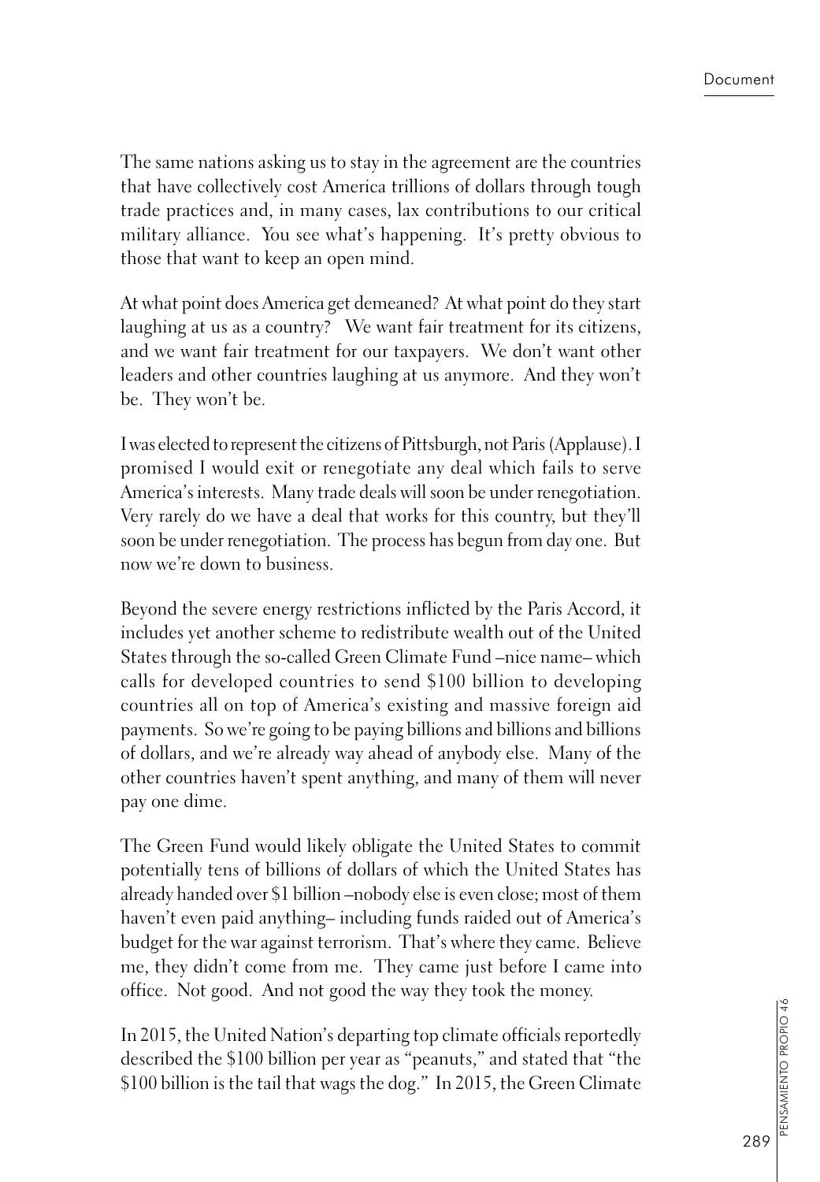The same nations asking us to stay in the agreement are the countries that have collectively cost America trillions of dollars through tough trade practices and, in many cases, lax contributions to our critical military alliance. You see what's happening. It's pretty obvious to those that want to keep an open mind.

At what point does America get demeaned? At what point do they start laughing at us as a country? We want fair treatment for its citizens, and we want fair treatment for our taxpayers. We don't want other leaders and other countries laughing at us anymore. And they won't be. They won't be.

I was elected to represent the citizens of Pittsburgh, not Paris (Applause). I promised I would exit or renegotiate any deal which fails to serve America's interests. Many trade deals will soon be under renegotiation. Very rarely do we have a deal that works for this country, but they'll soon be under renegotiation. The process has begun from day one. But now we're down to business.

Beyond the severe energy restrictions inflicted by the Paris Accord, it includes yet another scheme to redistribute wealth out of the United States through the so-called Green Climate Fund –nice name– which calls for developed countries to send $100 billion to developing countries all on top of America's existing and massive foreign aid payments. So we're going to be paying billions and billions and billions of dollars, and we're already way ahead of anybody else. Many of the other countries haven't spent anything, and many of them will never pay one dime.

The Green Fund would likely obligate the United States to commit potentially tens of billions of dollars of which the United States has already handed over $1 billion –nobody else is even close; most of them haven't even paid anything– including funds raided out of America's budget for the war against terrorism. That's where they came. Believe me, they didn't come from me. They came just before I came into office. Not good. And not good the way they took the money.

In 2015, the United Nation's departing top climate officials reportedly described the $100 billion per year as "peanuts," and stated that "the $100 billion is the tail that wags the dog." In 2015, the Green Climate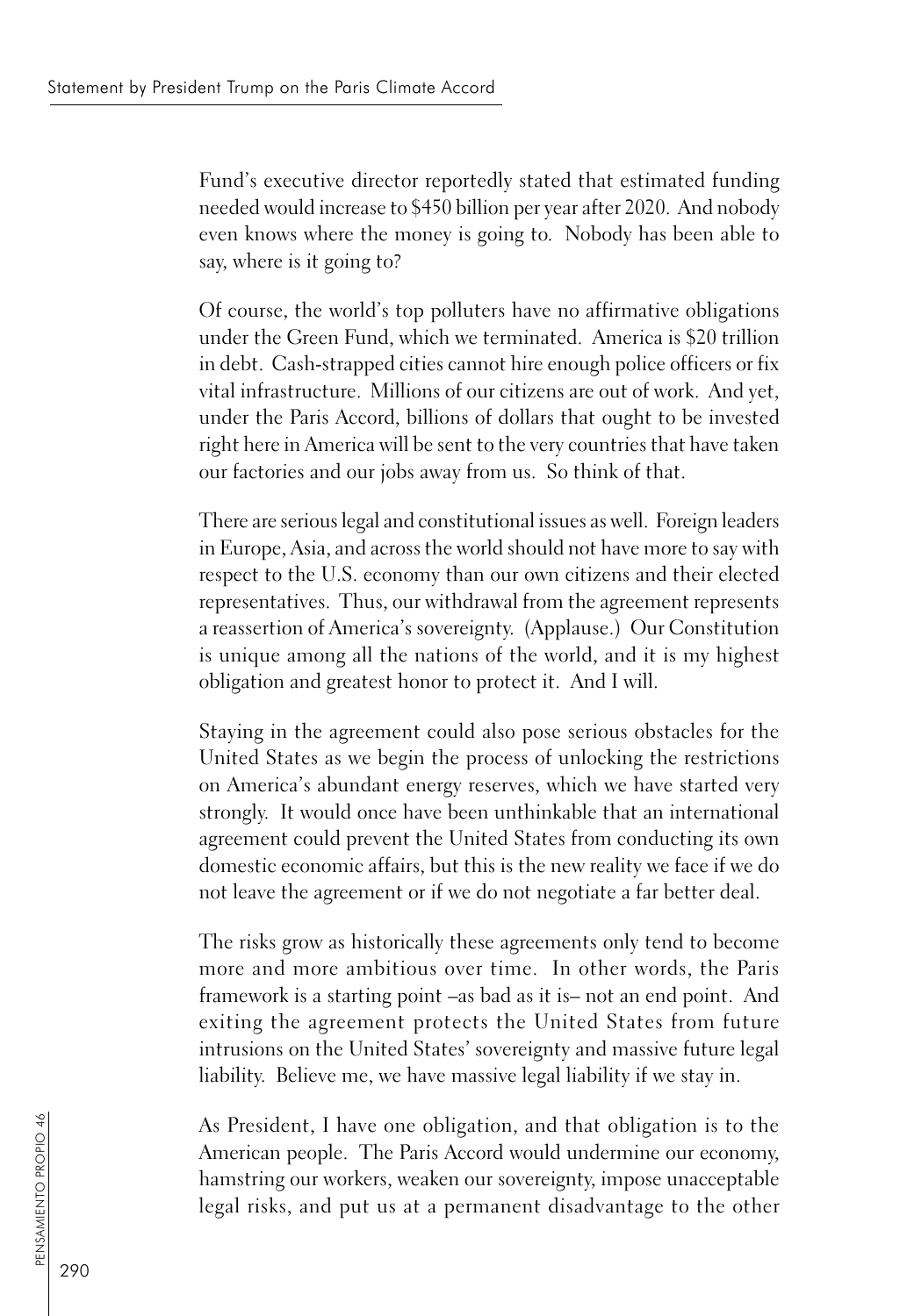Fund's executive director reportedly stated that estimated funding needed would increase to $450 billion per year after 2020. And nobody even knows where the money is going to. Nobody has been able to say, where is it going to?

Of course, the world's top polluters have no affirmative obligations under the Green Fund, which we terminated. America is $20 trillion in debt. Cash-strapped cities cannot hire enough police officers or fix vital infrastructure. Millions of our citizens are out of work. And yet, under the Paris Accord, billions of dollars that ought to be invested right here in America will be sent to the very countries that have taken our factories and our jobs away from us. So think of that.

There are serious legal and constitutional issues as well. Foreign leaders in Europe, Asia, and across the world should not have more to say with respect to the U.S. economy than our own citizens and their elected representatives. Thus, our withdrawal from the agreement represents a reassertion of America's sovereignty. (Applause.) Our Constitution is unique among all the nations of the world, and it is my highest obligation and greatest honor to protect it. And I will.

Staying in the agreement could also pose serious obstacles for the United States as we begin the process of unlocking the restrictions on America's abundant energy reserves, which we have started very strongly. It would once have been unthinkable that an international agreement could prevent the United States from conducting its own domestic economic affairs, but this is the new reality we face if we do not leave the agreement or if we do not negotiate a far better deal.

The risks grow as historically these agreements only tend to become more and more ambitious over time. In other words, the Paris framework is a starting point –as bad as it is– not an end point. And exiting the agreement protects the United States from future intrusions on the United States' sovereignty and massive future legal liability. Believe me, we have massive legal liability if we stay in.

As President, I have one obligation, and that obligation is to the American people. The Paris Accord would undermine our economy, hamstring our workers, weaken our sovereignty, impose unacceptable legal risks, and put us at a permanent disadvantage to the other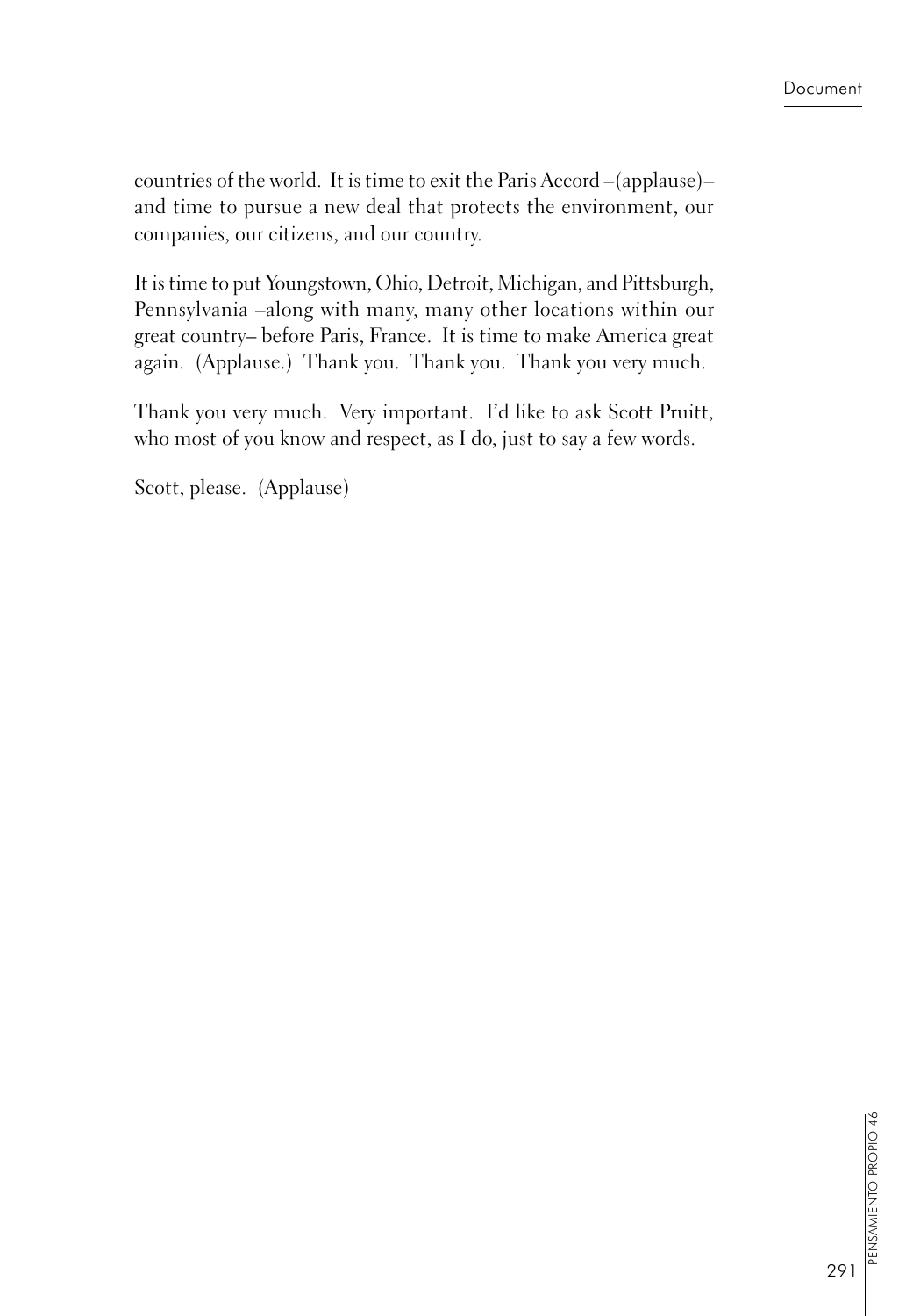countries of the world. It is time to exit the Paris Accord –(applause)– and time to pursue a new deal that protects the environment, our companies, our citizens, and our country.

It is time to put Youngstown, Ohio, Detroit, Michigan, and Pittsburgh, Pennsylvania –along with many, many other locations within our great country– before Paris, France. It is time to make America great again. (Applause.) Thank you. Thank you. Thank you very much.

Thank you very much. Very important. I'd like to ask Scott Pruitt, who most of you know and respect, as I do, just to say a few words.

Scott, please. (Applause)